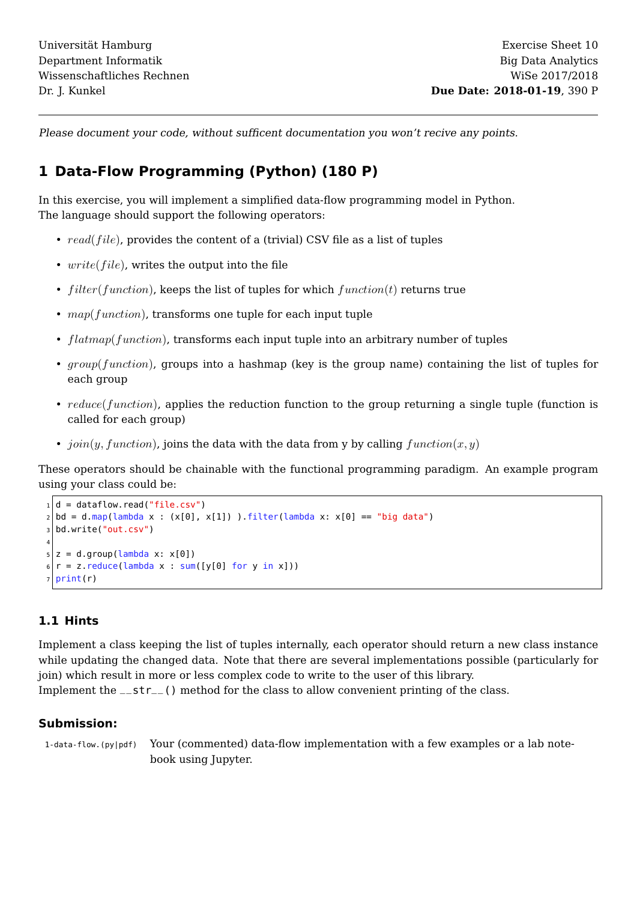Universität Hamburg
Department Informatik
Wissenschaftliches Rechnen
Dr. J. Kunkel

Exercise Sheet 10
Big Data Analytics
WiSe 2017/2018
**Due Date: 2018-01-19**, 390 P

---

*Please document your code, without sufficent documentation you won't recive any points.*

# 1 Data-Flow Programming (Python) (180 P)

In this exercise, you will implement a simplified data-flow programming model in Python.
The language should support the following operators:

- $read(file)$, provides the content of a (trivial) CSV file as a list of tuples
- $write(file)$, writes the output into the file
- $filter(function)$, keeps the list of tuples for which $function(t)$ returns true
- $map(function)$, transforms one tuple for each input tuple
- $flatmap(function)$, transforms each input tuple into an arbitrary number of tuples
- $group(function)$, groups into a hashmap (key is the group name) containing the list of tuples for each group
- $reduce(function)$, applies the reduction function to the group returning a single tuple (function is called for each group)
- $join(y, function)$, joins the data with the data from y by calling $function(x, y)$

These operators should be chainable with the functional programming paradigm. An example program using your class could be:

```
d = dataflow.read("file.csv")
bd = d.map(lambda x : (x[0], x[1]) ).filter(lambda x: x[0] == "big data")
bd.write("out.csv")

z = d.group(lambda x: x[0])
r = z.reduce(lambda x : sum([y[0] for y in x]))
print(r)
```

## 1.1 Hints

Implement a class keeping the list of tuples internally, each operator should return a new class instance while updating the changed data. Note that there are several implementations possible (particularly for join) which result in more or less complex code to write to the user of this library.
Implement the `__str__()` method for the class to allow convenient printing of the class.

### Submission:

`1-data-flow.(py|pdf)` Your (commented) data-flow implementation with a few examples or a lab notebook using Jupyter.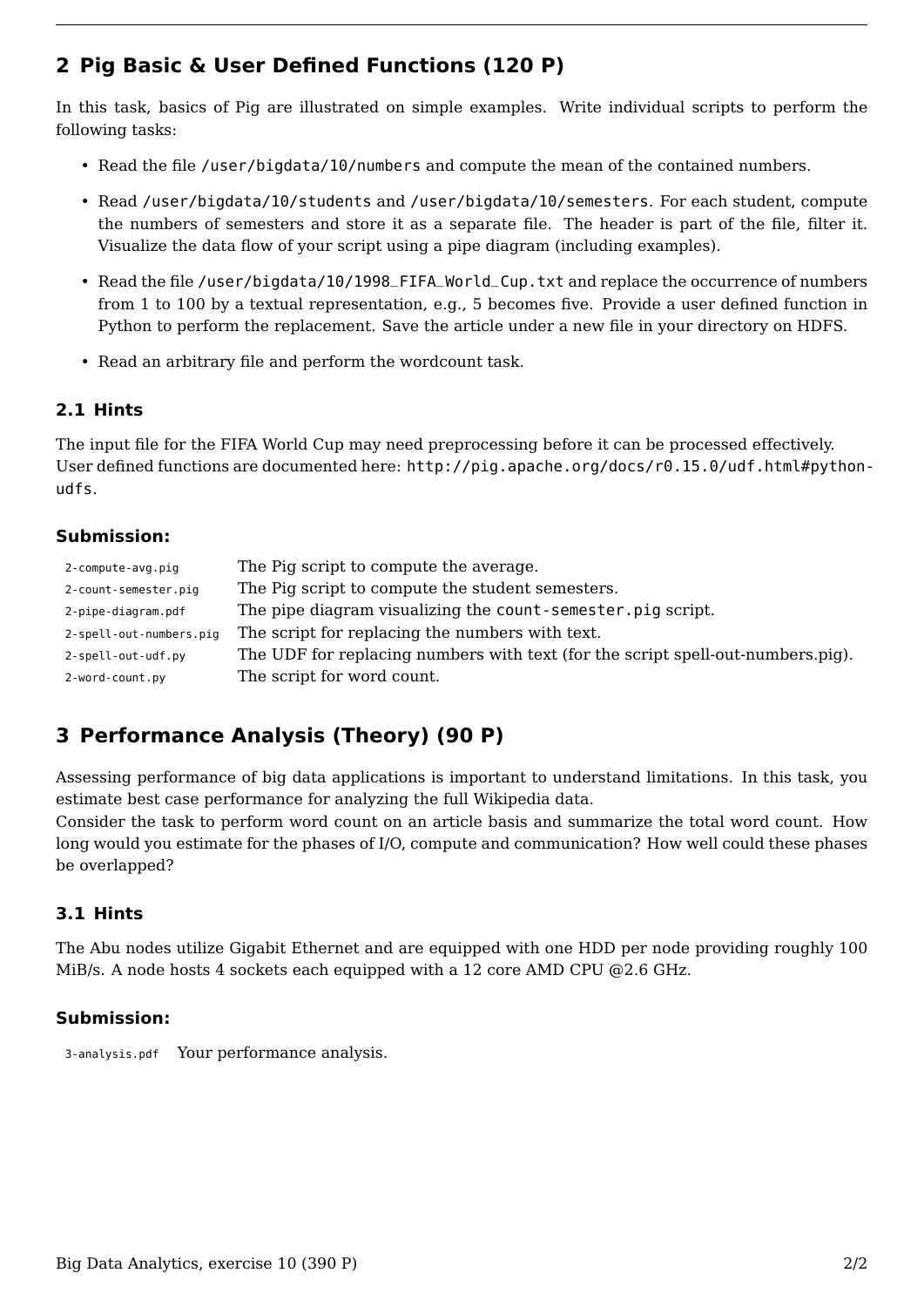## 2 Pig Basic & User Defined Functions (120 P)

In this task, basics of Pig are illustrated on simple examples. Write individual scripts to perform the following tasks:

- Read the file `/user/bigdata/10/numbers` and compute the mean of the contained numbers.
- Read `/user/bigdata/10/students` and `/user/bigdata/10/semesters`. For each student, compute the numbers of semesters and store it as a separate file. The header is part of the file, filter it. Visualize the data flow of your script using a pipe diagram (including examples).
- Read the file `/user/bigdata/10/1998_FIFA_World_Cup.txt` and replace the occurrence of numbers from 1 to 100 by a textual representation, e.g., 5 becomes five. Provide a user defined function in Python to perform the replacement. Save the article under a new file in your directory on HDFS.
- Read an arbitrary file and perform the wordcount task.

### 2.1 Hints

The input file for the FIFA World Cup may need preprocessing before it can be processed effectively. User defined functions are documented here: `http://pig.apache.org/docs/r0.15.0/udf.html#python-udfs`.

### Submission:

| | |
|---|---|
| `2-compute-avg.pig` | The Pig script to compute the average. |
| `2-count-semester.pig` | The Pig script to compute the student semesters. |
| `2-pipe-diagram.pdf` | The pipe diagram visualizing the `count-semester.pig` script. |
| `2-spell-out-numbers.pig` | The script for replacing the numbers with text. |
| `2-spell-out-udf.py` | The UDF for replacing numbers with text (for the script spell-out-numbers.pig). |
| `2-word-count.py` | The script for word count. |

## 3 Performance Analysis (Theory) (90 P)

Assessing performance of big data applications is important to understand limitations. In this task, you estimate best case performance for analyzing the full Wikipedia data.
Consider the task to perform word count on an article basis and summarize the total word count. How long would you estimate for the phases of I/O, compute and communication? How well could these phases be overlapped?

### 3.1 Hints

The Abu nodes utilize Gigabit Ethernet and are equipped with one HDD per node providing roughly 100 MiB/s. A node hosts 4 sockets each equipped with a 12 core AMD CPU @2.6 GHz.

### Submission:

| | |
|---|---|
| `3-analysis.pdf` | Your performance analysis. |